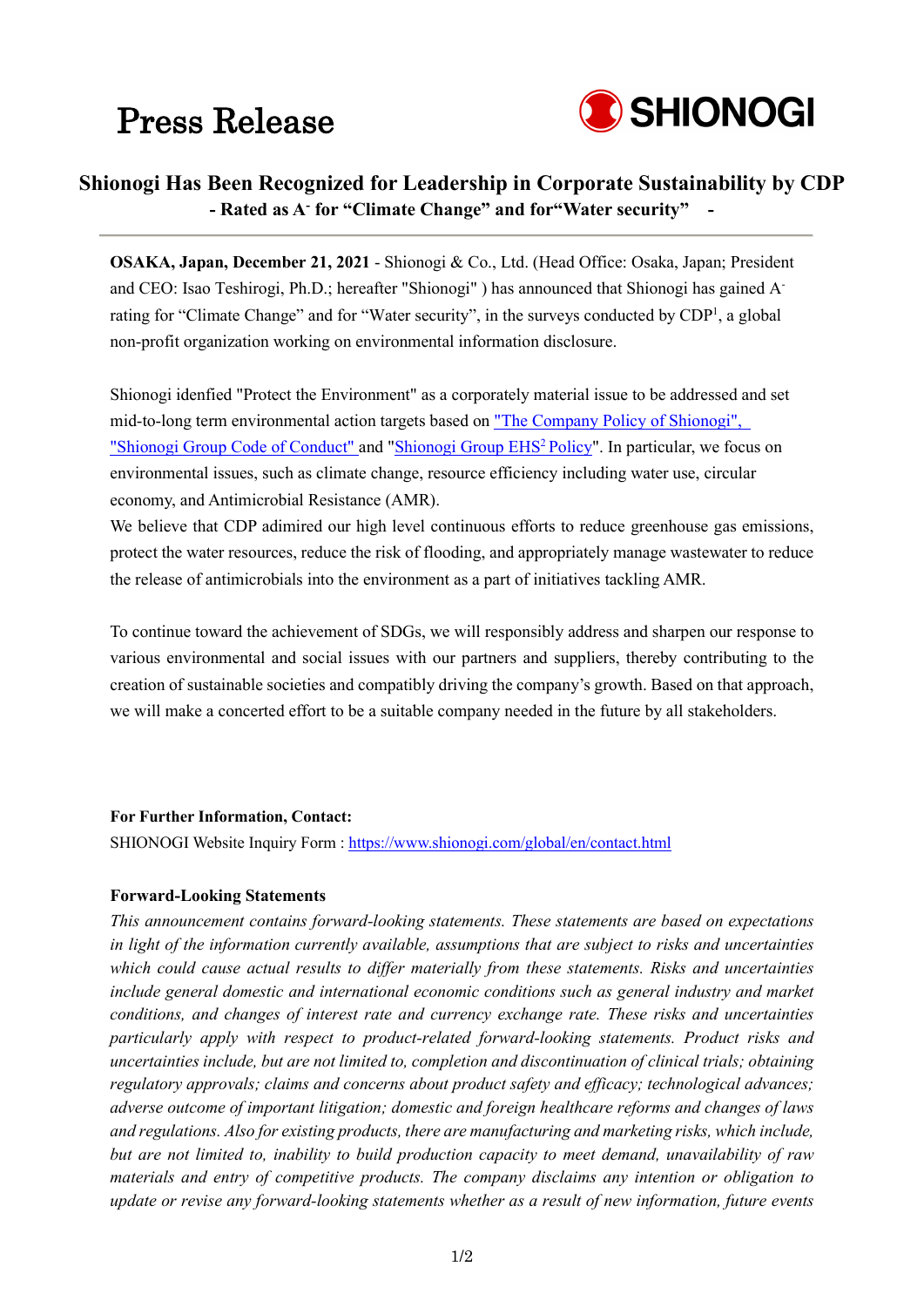# Press Release

SHIONOGI

## Shionogi Has Been Recognized for Leadership in Corporate Sustainability by CDP

**- Rated as A- for "Climate Change" and for"Water security" -**

---

**OSAKA, Japan, December 21, 2021** - Shionogi & Co., Ltd. (Head Office: Osaka, Japan; President and CEO: Isao Teshirogi, Ph.D.; hereafter "Shionogi" ) has announced that Shionogi has gained A- rating for "Climate Change" and for "Water security", in the surveys conducted by CDP[1], a global non-profit organization working on environmental information disclosure.

Shionogi idenfied "Protect the Environment" as a corporately material issue to be addressed and set mid-to-long term environmental action targets based on "The Company Policy of Shionogi", "Shionogi Group Code of Conduct" and "Shionogi Group EHS[2] Policy". In particular, we focus on environmental issues, such as climate change, resource efficiency including water use, circular economy, and Antimicrobial Resistance (AMR).

We believe that CDP adimired our high level continuous efforts to reduce greenhouse gas emissions, protect the water resources, reduce the risk of flooding, and appropriately manage wastewater to reduce the release of antimicrobials into the environment as a part of initiatives tackling AMR.

To continue toward the achievement of SDGs, we will responsibly address and sharpen our response to various environmental and social issues with our partners and suppliers, thereby contributing to the creation of sustainable societies and compatibly driving the company's growth. Based on that approach, we will make a concerted effort to be a suitable company needed in the future by all stakeholders.

**For Further Information, Contact:**

SHIONOGI Website Inquiry Form : https://www.shionogi.com/global/en/contact.html

**Forward-Looking Statements**

*This announcement contains forward-looking statements. These statements are based on expectations in light of the information currently available, assumptions that are subject to risks and uncertainties which could cause actual results to differ materially from these statements. Risks and uncertainties include general domestic and international economic conditions such as general industry and market conditions, and changes of interest rate and currency exchange rate. These risks and uncertainties particularly apply with respect to product-related forward-looking statements. Product risks and uncertainties include, but are not limited to, completion and discontinuation of clinical trials; obtaining regulatory approvals; claims and concerns about product safety and efficacy; technological advances; adverse outcome of important litigation; domestic and foreign healthcare reforms and changes of laws and regulations. Also for existing products, there are manufacturing and marketing risks, which include, but are not limited to, inability to build production capacity to meet demand, unavailability of raw materials and entry of competitive products. The company disclaims any intention or obligation to update or revise any forward-looking statements whether as a result of new information, future events*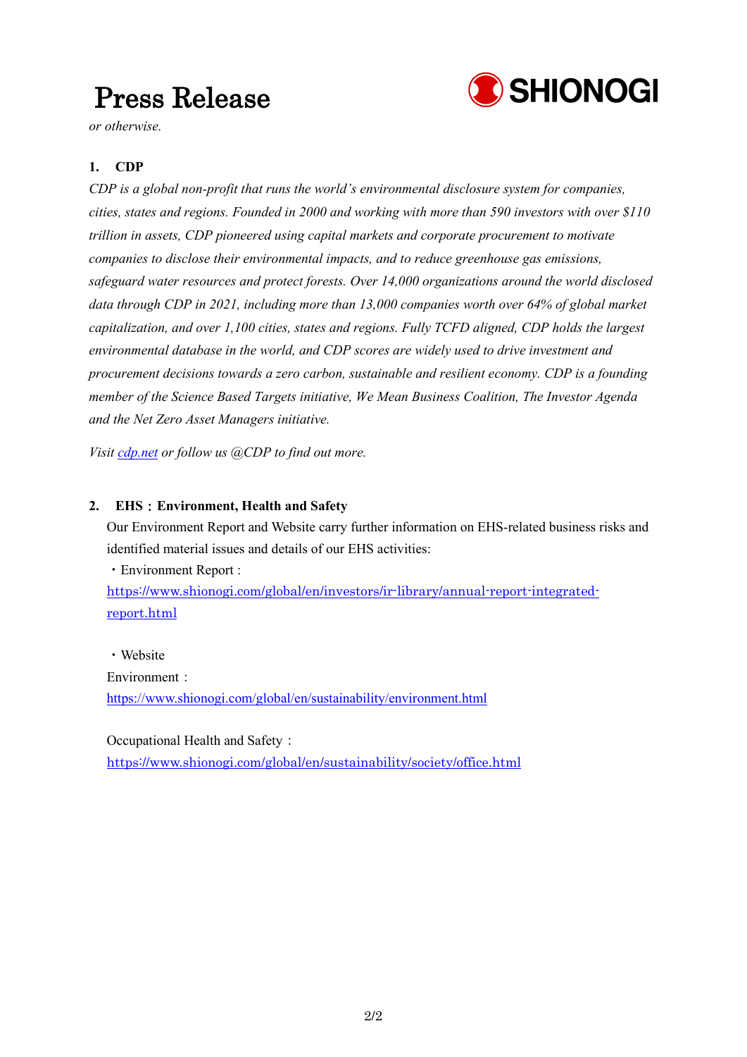*or otherwise.*

**1. CDP**

*CDP is a global non-profit that runs the world's environmental disclosure system for companies, cities, states and regions. Founded in 2000 and working with more than 590 investors with over $110 trillion in assets, CDP pioneered using capital markets and corporate procurement to motivate companies to disclose their environmental impacts, and to reduce greenhouse gas emissions, safeguard water resources and protect forests. Over 14,000 organizations around the world disclosed data through CDP in 2021, including more than 13,000 companies worth over 64% of global market capitalization, and over 1,100 cities, states and regions. Fully TCFD aligned, CDP holds the largest environmental database in the world, and CDP scores are widely used to drive investment and procurement decisions towards a zero carbon, sustainable and resilient economy. CDP is a founding member of the Science Based Targets initiative, We Mean Business Coalition, The Investor Agenda and the Net Zero Asset Managers initiative.*

*Visit [cdp.net](https://cdp.net) or follow us @CDP to find out more.*

**2. EHS：Environment, Health and Safety**

Our Environment Report and Website carry further information on EHS-related business risks and identified material issues and details of our EHS activities:

・Environment Report :
[https://www.shionogi.com/global/en/investors/ir-library/annual-report-integrated-report.html](https://www.shionogi.com/global/en/investors/ir-library/annual-report-integrated-report.html)

・Website

Environment：
[https://www.shionogi.com/global/en/sustainability/environment.html](https://www.shionogi.com/global/en/sustainability/environment.html)

Occupational Health and Safety：
[https://www.shionogi.com/global/en/sustainability/society/office.html](https://www.shionogi.com/global/en/sustainability/society/office.html)